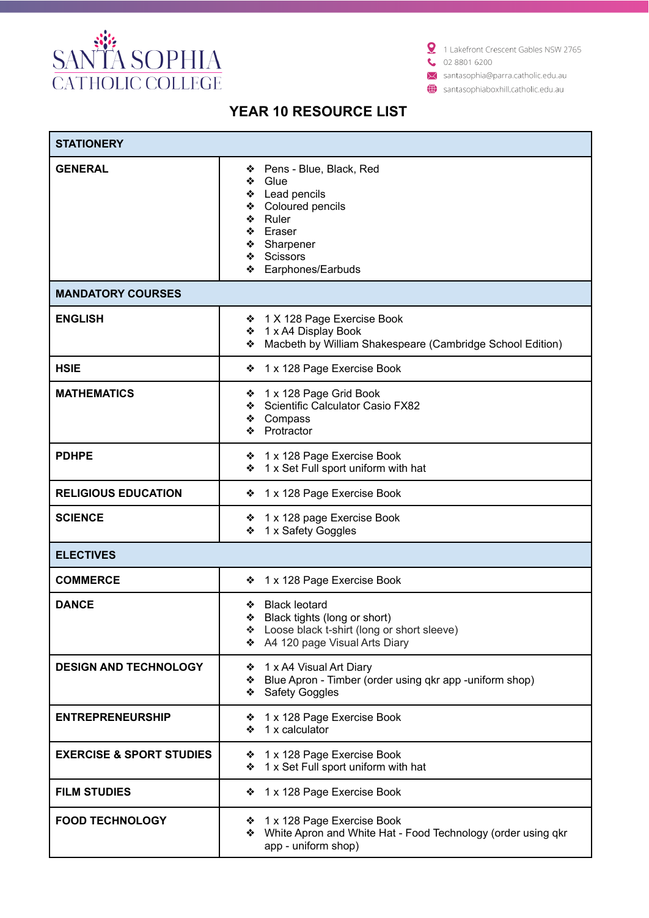SANTA SOPHIA
CATHOLIC COLLEGE

1 Lakefront Crescent Gables NSW 2765
02 8801 6200
santasophia@parra.catholic.edu.au
santasophiaboxhill.catholic.edu.au

# YEAR 10 RESOURCE LIST

| STATIONERY | |
|---|---|
| **GENERAL** | ❖ Pens - Blue, Black, Red<br>❖ Glue<br>❖ Lead pencils<br>❖ Coloured pencils<br>❖ Ruler<br>❖ Eraser<br>❖ Sharpener<br>❖ Scissors<br>❖ Earphones/Earbuds |
| **MANDATORY COURSES** | |
| **ENGLISH** | ❖ 1 X 128 Page Exercise Book<br>❖ 1 x A4 Display Book<br>❖ Macbeth by William Shakespeare (Cambridge School Edition) |
| **HSIE** | ❖ 1 x 128 Page Exercise Book |
| **MATHEMATICS** | ❖ 1 x 128 Page Grid Book<br>❖ Scientific Calculator Casio FX82<br>❖ Compass<br>❖ Protractor |
| **PDHPE** | ❖ 1 x 128 Page Exercise Book<br>❖ 1 x Set Full sport uniform with hat |
| **RELIGIOUS EDUCATION** | ❖ 1 x 128 Page Exercise Book |
| **SCIENCE** | ❖ 1 x 128 page Exercise Book<br>❖ 1 x Safety Goggles |
| **ELECTIVES** | |
| **COMMERCE** | ❖ 1 x 128 Page Exercise Book |
| **DANCE** | ❖ Black leotard<br>❖ Black tights (long or short)<br>❖ Loose black t-shirt (long or short sleeve)<br>❖ A4 120 page Visual Arts Diary |
| **DESIGN AND TECHNOLOGY** | ❖ 1 x A4 Visual Art Diary<br>❖ Blue Apron - Timber (order using qkr app -uniform shop)<br>❖ Safety Goggles |
| **ENTREPRENEURSHIP** | ❖ 1 x 128 Page Exercise Book<br>❖ 1 x calculator |
| **EXERCISE & SPORT STUDIES** | ❖ 1 x 128 Page Exercise Book<br>❖ 1 x Set Full sport uniform with hat |
| **FILM STUDIES** | ❖ 1 x 128 Page Exercise Book |
| **FOOD TECHNOLOGY** | ❖ 1 x 128 Page Exercise Book<br>❖ White Apron and White Hat - Food Technology (order using qkr app - uniform shop) |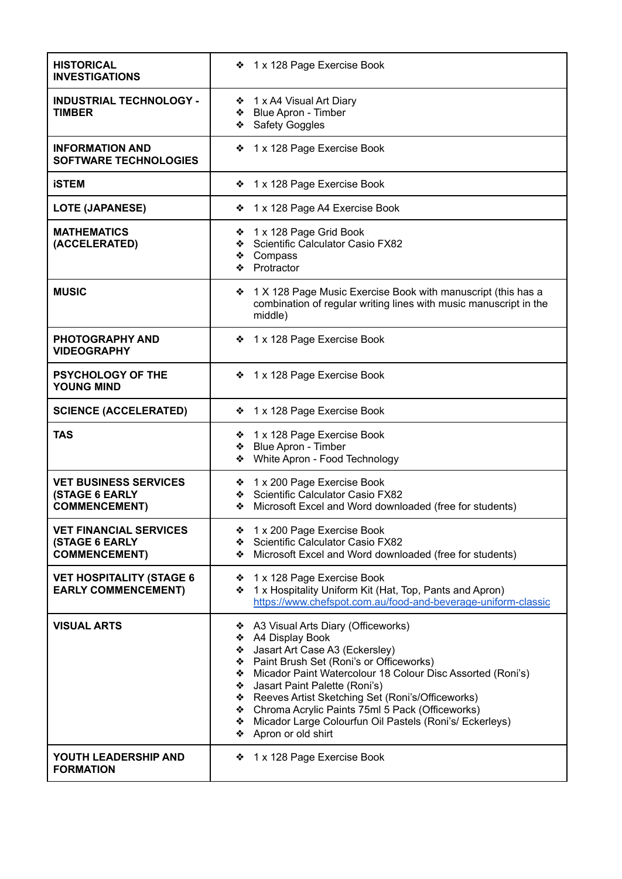| | |
|---|---|
| **HISTORICAL INVESTIGATIONS** | ❖ 1 x 128 Page Exercise Book |
| **INDUSTRIAL TECHNOLOGY - TIMBER** | ❖ 1 x A4 Visual Art Diary<br>❖ Blue Apron - Timber<br>❖ Safety Goggles |
| **INFORMATION AND SOFTWARE TECHNOLOGIES** | ❖ 1 x 128 Page Exercise Book |
| **iSTEM** | ❖ 1 x 128 Page Exercise Book |
| **LOTE (JAPANESE)** | ❖ 1 x 128 Page A4 Exercise Book |
| **MATHEMATICS (ACCELERATED)** | ❖ 1 x 128 Page Grid Book<br>❖ Scientific Calculator Casio FX82<br>❖ Compass<br>❖ Protractor |
| **MUSIC** | ❖ 1 X 128 Page Music Exercise Book with manuscript (this has a combination of regular writing lines with music manuscript in the middle) |
| **PHOTOGRAPHY AND VIDEOGRAPHY** | ❖ 1 x 128 Page Exercise Book |
| **PSYCHOLOGY OF THE YOUNG MIND** | ❖ 1 x 128 Page Exercise Book |
| **SCIENCE (ACCELERATED)** | ❖ 1 x 128 Page Exercise Book |
| **TAS** | ❖ 1 x 128 Page Exercise Book<br>❖ Blue Apron - Timber<br>❖ White Apron - Food Technology |
| **VET BUSINESS SERVICES (STAGE 6 EARLY COMMENCEMENT)** | ❖ 1 x 200 Page Exercise Book<br>❖ Scientific Calculator Casio FX82<br>❖ Microsoft Excel and Word downloaded (free for students) |
| **VET FINANCIAL SERVICES (STAGE 6 EARLY COMMENCEMENT)** | ❖ 1 x 200 Page Exercise Book<br>❖ Scientific Calculator Casio FX82<br>❖ Microsoft Excel and Word downloaded (free for students) |
| **VET HOSPITALITY (STAGE 6 EARLY COMMENCEMENT)** | ❖ 1 x 128 Page Exercise Book<br>❖ 1 x Hospitality Uniform Kit (Hat, Top, Pants and Apron) https://www.chefspot.com.au/food-and-beverage-uniform-classic |
| **VISUAL ARTS** | ❖ A3 Visual Arts Diary (Officeworks)<br>❖ A4 Display Book<br>❖ Jasart Art Case A3 (Eckersley)<br>❖ Paint Brush Set (Roni's or Officeworks)<br>❖ Micador Paint Watercolour 18 Colour Disc Assorted (Roni's)<br>❖ Jasart Paint Palette (Roni's)<br>❖ Reeves Artist Sketching Set (Roni's/Officeworks)<br>❖ Chroma Acrylic Paints 75ml 5 Pack (Officeworks)<br>❖ Micador Large Colourfun Oil Pastels (Roni's/ Eckerleys)<br>❖ Apron or old shirt |
| **YOUTH LEADERSHIP AND FORMATION** | ❖ 1 x 128 Page Exercise Book |